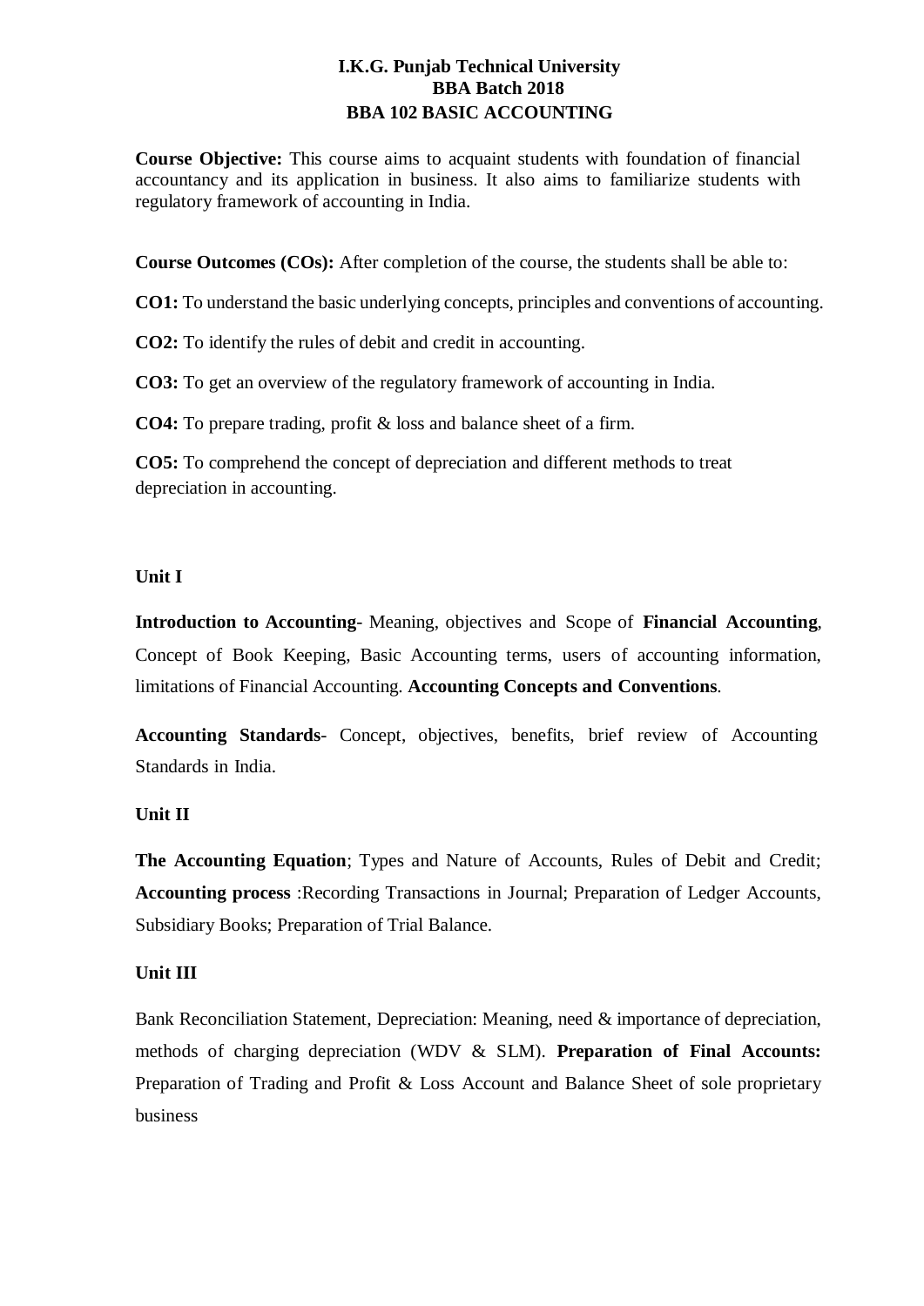**I.K.G. Punjab Technical University**
**BBA Batch 2018**
**BBA 102 BASIC ACCOUNTING**

**Course Objective:** This course aims to acquaint students with foundation of financial accountancy and its application in business. It also aims to familiarize students with regulatory framework of accounting in India.

**Course Outcomes (COs):** After completion of the course, the students shall be able to:

**CO1:** To understand the basic underlying concepts, principles and conventions of accounting.

**CO2:** To identify the rules of debit and credit in accounting.

**CO3:** To get an overview of the regulatory framework of accounting in India.

**CO4:** To prepare trading, profit & loss and balance sheet of a firm.

**CO5:** To comprehend the concept of depreciation and different methods to treat depreciation in accounting.

**Unit I**

**Introduction to Accounting**- Meaning, objectives and Scope of **Financial Accounting**, Concept of Book Keeping, Basic Accounting terms, users of accounting information, limitations of Financial Accounting. **Accounting Concepts and Conventions**.

**Accounting Standards**- Concept, objectives, benefits, brief review of Accounting Standards in India.

**Unit II**

**The Accounting Equation**; Types and Nature of Accounts, Rules of Debit and Credit; **Accounting process** :Recording Transactions in Journal; Preparation of Ledger Accounts, Subsidiary Books; Preparation of Trial Balance.

**Unit III**

Bank Reconciliation Statement, Depreciation: Meaning, need & importance of depreciation, methods of charging depreciation (WDV & SLM). **Preparation of Final Accounts:** Preparation of Trading and Profit & Loss Account and Balance Sheet of sole proprietary business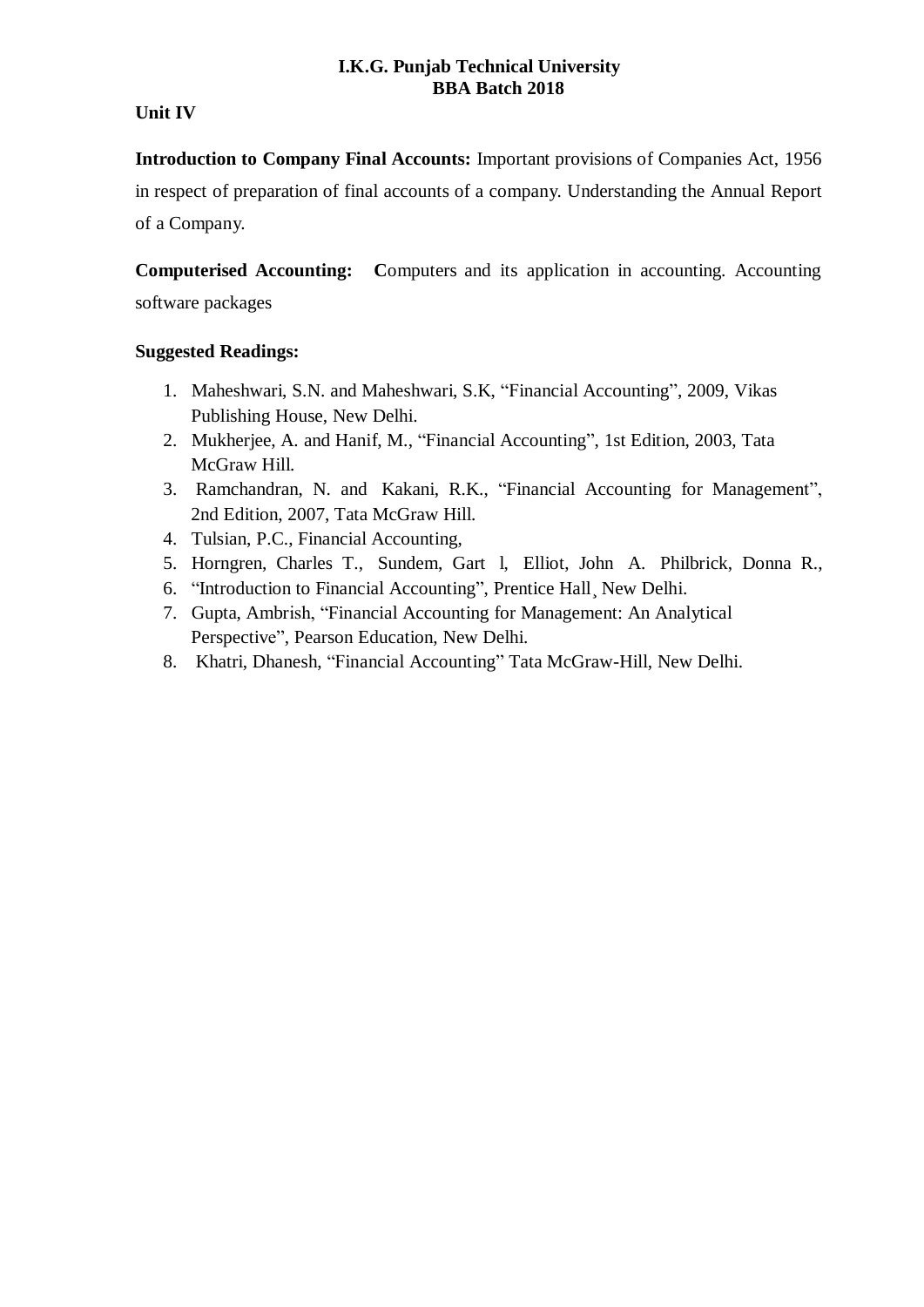**I.K.G. Punjab Technical University**
**BBA Batch 2018**

**Unit IV**

**Introduction to Company Final Accounts:** Important provisions of Companies Act, 1956 in respect of preparation of final accounts of a company. Understanding the Annual Report of a Company.

**Computerised Accounting:** **C**omputers and its application in accounting. Accounting software packages

**Suggested Readings:**

1. Maheshwari, S.N. and Maheshwari, S.K, "Financial Accounting", 2009, Vikas Publishing House, New Delhi.
2. Mukherjee, A. and Hanif, M., "Financial Accounting", 1st Edition, 2003, Tata McGraw Hill.
3. Ramchandran, N. and Kakani, R.K., "Financial Accounting for Management", 2nd Edition, 2007, Tata McGraw Hill.
4. Tulsian, P.C., Financial Accounting,
5. Horngren, Charles T., Sundem, Gart l, Elliot, John A. Philbrick, Donna R.,
6. "Introduction to Financial Accounting", Prentice Hall¸ New Delhi.
7. Gupta, Ambrish, "Financial Accounting for Management: An Analytical Perspective", Pearson Education, New Delhi.
8. Khatri, Dhanesh, "Financial Accounting" Tata McGraw-Hill, New Delhi.